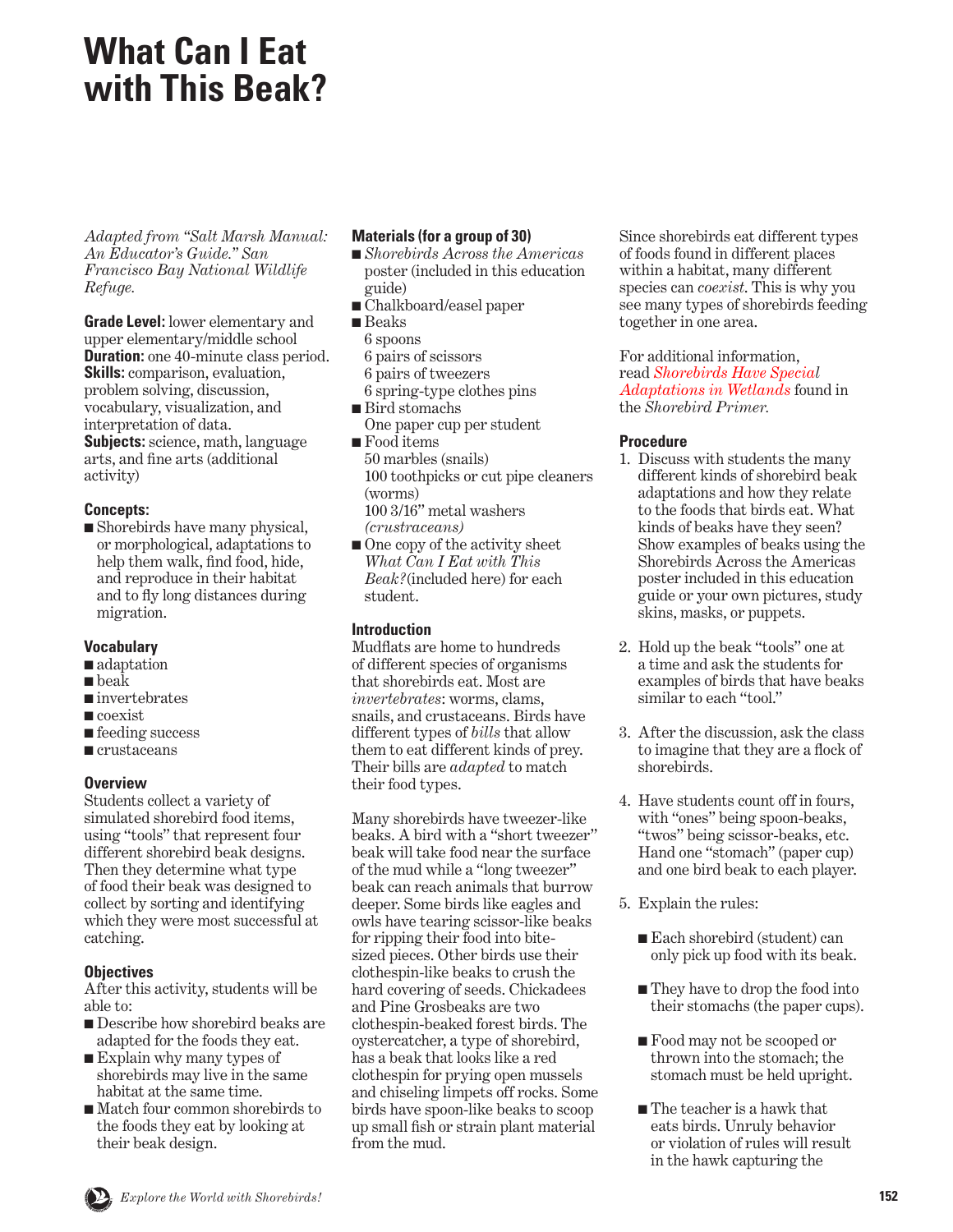# What Can I Eat with This Beak?

*Adapted from "Salt Marsh Manual: An Educator's Guide." San Francisco Bay National Wildlife Refuge.*

**Grade Level:** lower elementary and upper elementary/middle school
**Duration:** one 40-minute class period.
**Skills:** comparison, evaluation, problem solving, discussion, vocabulary, visualization, and interpretation of data.
**Subjects:** science, math, language arts, and fine arts (additional activity)

### Concepts:

- Shorebirds have many physical, or morphological, adaptations to help them walk, find food, hide, and reproduce in their habitat and to fly long distances during migration.

### Vocabulary

- adaptation
- beak
- invertebrates
- coexist
- feeding success
- crustaceans

### Overview

Students collect a variety of simulated shorebird food items, using "tools" that represent four different shorebird beak designs. Then they determine what type of food their beak was designed to collect by sorting and identifying which they were most successful at catching.

### Objectives

After this activity, students will be able to:

- Describe how shorebird beaks are adapted for the foods they eat.
- Explain why many types of shorebirds may live in the same habitat at the same time.
- Match four common shorebirds to the foods they eat by looking at their beak design.

### Materials (for a group of 30)

- *Shorebirds Across the Americas* poster (included in this education guide)
- Chalkboard/easel paper
- Beaks
  6 spoons
  6 pairs of scissors
  6 pairs of tweezers
  6 spring-type clothes pins
- Bird stomachs
  One paper cup per student
- Food items
  50 marbles (snails)
  100 toothpicks or cut pipe cleaners (worms)
  100 3/16" metal washers *(crustaceans)*
- One copy of the activity sheet *What Can I Eat with This Beak?*(included here) for each student.

### Introduction

Mudflats are home to hundreds of different species of organisms that shorebirds eat. Most are *invertebrates*: worms, clams, snails, and crustaceans. Birds have different types of *bills* that allow them to eat different kinds of prey. Their bills are *adapted* to match their food types.

Many shorebirds have tweezer-like beaks. A bird with a "short tweezer" beak will take food near the surface of the mud while a "long tweezer" beak can reach animals that burrow deeper. Some birds like eagles and owls have tearing scissor-like beaks for ripping their food into bite-sized pieces. Other birds use their clothespin-like beaks to crush the hard covering of seeds. Chickadees and Pine Grosbeaks are two clothespin-beaked forest birds. The oystercatcher, a type of shorebird, has a beak that looks like a red clothespin for prying open mussels and chiseling limpets off rocks. Some birds have spoon-like beaks to scoop up small fish or strain plant material from the mud.

Since shorebirds eat different types of foods found in different places within a habitat, many different species can *coexist*. This is why you see many types of shorebirds feeding together in one area.

For additional information, read *Shorebirds Have Special Adaptations in Wetlands* found in the *Shorebird Primer.*

### Procedure

1. Discuss with students the many different kinds of shorebird beak adaptations and how they relate to the foods that birds eat. What kinds of beaks have they seen? Show examples of beaks using the Shorebirds Across the Americas poster included in this education guide or your own pictures, study skins, masks, or puppets.

2. Hold up the beak "tools" one at a time and ask the students for examples of birds that have beaks similar to each "tool."

3. After the discussion, ask the class to imagine that they are a flock of shorebirds.

4. Have students count off in fours, with "ones" being spoon-beaks, "twos" being scissor-beaks, etc. Hand one "stomach" (paper cup) and one bird beak to each player.

5. Explain the rules:

   - Each shorebird (student) can only pick up food with its beak.
   - They have to drop the food into their stomachs (the paper cups).
   - Food may not be scooped or thrown into the stomach; the stomach must be held upright.
   - The teacher is a hawk that eats birds. Unruly behavior or violation of rules will result in the hawk capturing the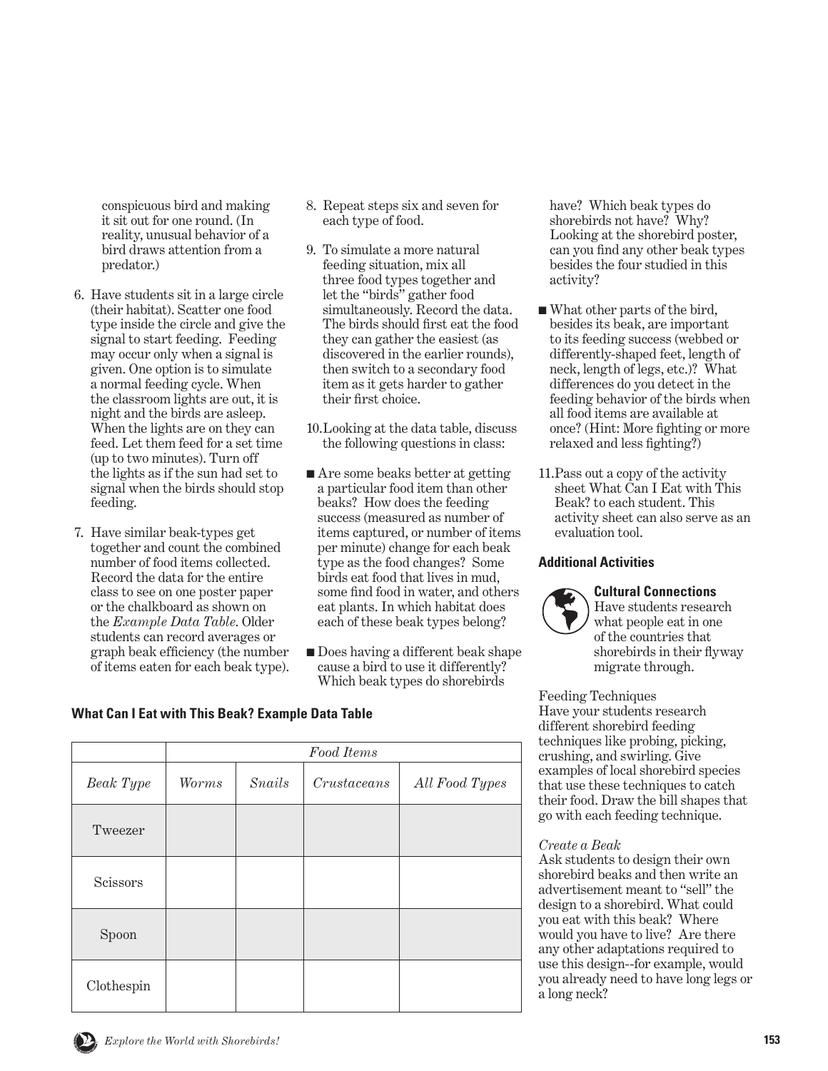conspicuous bird and making it sit out for one round. (In reality, unusual behavior of a bird draws attention from a predator.)

6. Have students sit in a large circle (their habitat). Scatter one food type inside the circle and give the signal to start feeding. Feeding may occur only when a signal is given. One option is to simulate a normal feeding cycle. When the classroom lights are out, it is night and the birds are asleep. When the lights are on they can feed. Let them feed for a set time (up to two minutes). Turn off the lights as if the sun had set to signal when the birds should stop feeding.

7. Have similar beak-types get together and count the combined number of food items collected. Record the data for the entire class to see on one poster paper or the chalkboard as shown on the *Example Data Table*. Older students can record averages or graph beak efficiency (the number of items eaten for each beak type).

8. Repeat steps six and seven for each type of food.

9. To simulate a more natural feeding situation, mix all three food types together and let the "birds" gather food simultaneously. Record the data. The birds should first eat the food they can gather the easiest (as discovered in the earlier rounds), then switch to a secondary food item as it gets harder to gather their first choice.

10. Looking at the data table, discuss the following questions in class:

- Are some beaks better at getting a particular food item than other beaks? How does the feeding success (measured as number of items captured, or number of items per minute) change for each beak type as the food changes? Some birds eat food that lives in mud, some find food in water, and others eat plants. In which habitat does each of these beak types belong?
- Does having a different beak shape cause a bird to use it differently? Which beak types do shorebirds have? Which beak types do shorebirds not have? Why? Looking at the shorebird poster, can you find any other beak types besides the four studied in this activity?
- What other parts of the bird, besides its beak, are important to its feeding success (webbed or differently-shaped feet, length of neck, length of legs, etc.)? What differences do you detect in the feeding behavior of the birds when all food items are available at once? (Hint: More fighting or more relaxed and less fighting?)

11. Pass out a copy of the activity sheet What Can I Eat with This Beak? to each student. This activity sheet can also serve as an evaluation tool.

**What Can I Eat with This Beak? Example Data Table**

| | *Food Items* | | | |
|---|---|---|---|---|
| *Beak Type* | *Worms* | *Snails* | *Crustaceans* | *All Food Types* |
| Tweezer | | | | |
| Scissors | | | | |
| Spoon | | | | |
| Clothespin | | | | |

**Additional Activities**

**Cultural Connections**
Have students research what people eat in one of the countries that shorebirds in their flyway migrate through.

Feeding Techniques
Have your students research different shorebird feeding techniques like probing, picking, crushing, and swirling. Give examples of local shorebird species that use these techniques to catch their food. Draw the bill shapes that go with each feeding technique.

*Create a Beak*
Ask students to design their own shorebird beaks and then write an advertisement meant to "sell" the design to a shorebird. What could you eat with this beak? Where would you have to live? Are there any other adaptations required to use this design--for example, would you already need to have long legs or a long neck?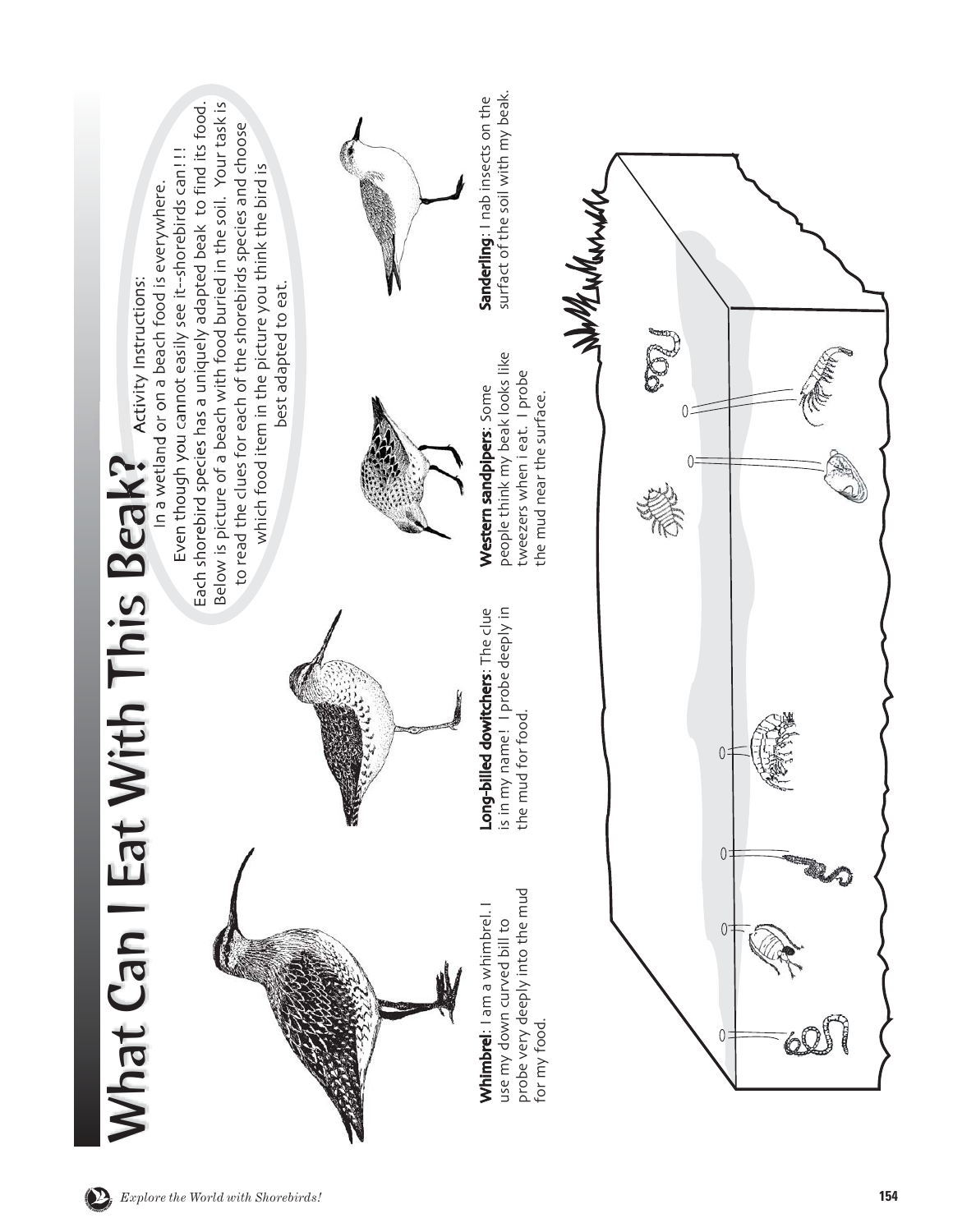# What Can I Eat With This Beak?

Activity Instructions:

In a wetland or on a beach food is everywhere.
Even though you cannot easily see it--shorebirds can!!!
Each shorebird species has a uniquely adapted beak to find its food.
Below is picture of a beach with food buried in the soil. Your task is to read the clues for each of the shorebirds species and choose which food item in the picture you think the bird is best adapted to eat.

**Whimbrel**: I am a whimbrel. I use my down curved bill to probe very deeply into the mud for my food.

**Long-billed dowitchers**: The clue is in my name! I probe deeply in the mud for food.

**Western sandpipers**: Some people think my beak looks like tweezers when i eat. I probe the mud near the surface.

**Sanderling**: I nab insects on the surfact of the soil with my beak.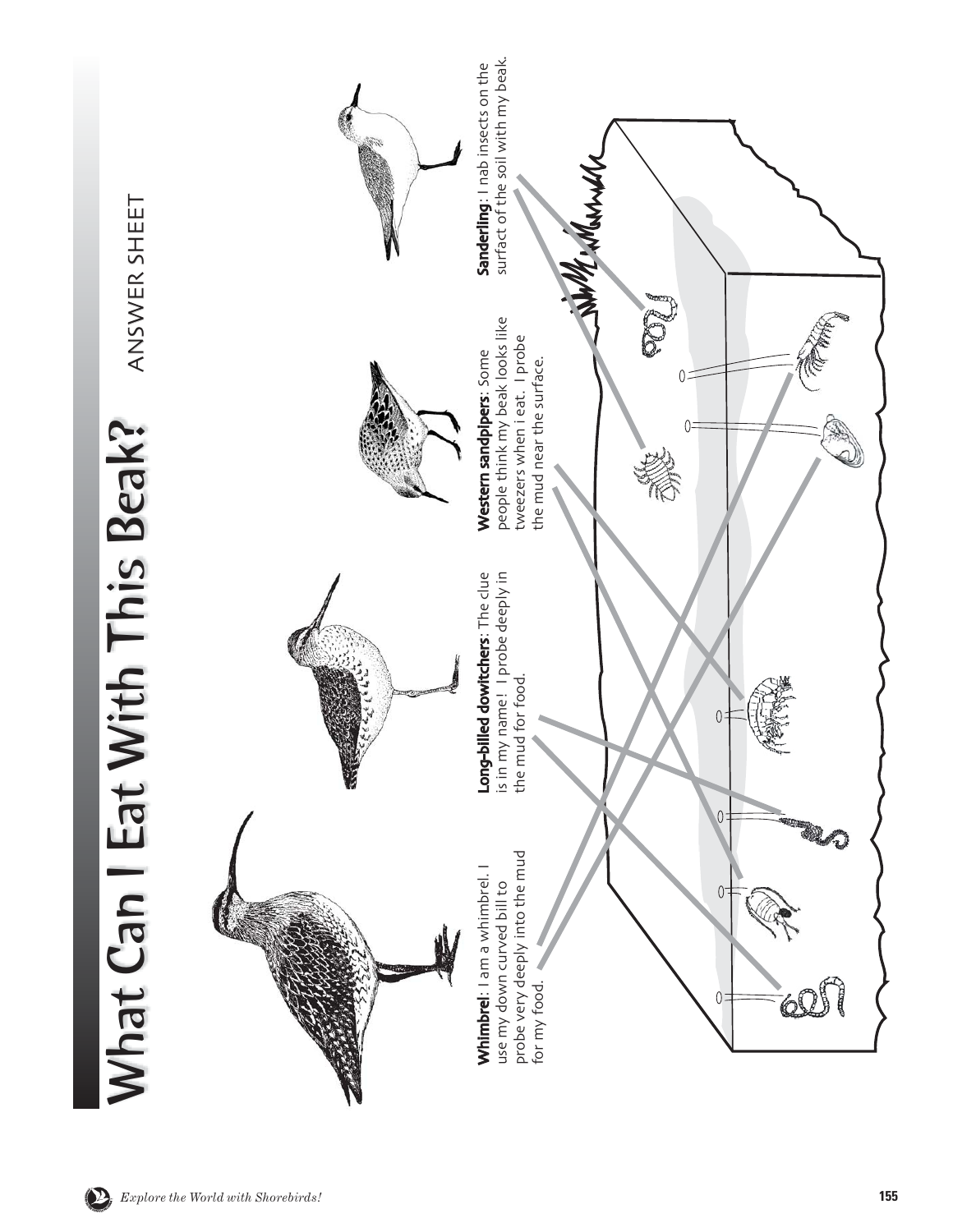# What Can I Eat With This Beak?

ANSWER SHEET

**Whimbrel**: I am a whimbrel. I use my down curved bill to probe very deeply into the mud for my food.

**Long-billed dowitchers**: The clue is in my name! I probe deeply in the mud for food.

**Western sandpipers**: Some people think my beak looks like tweezers when i eat. I probe the mud near the surface.

**Sanderling**: I nab insects on the surfact of the soil with my beak.